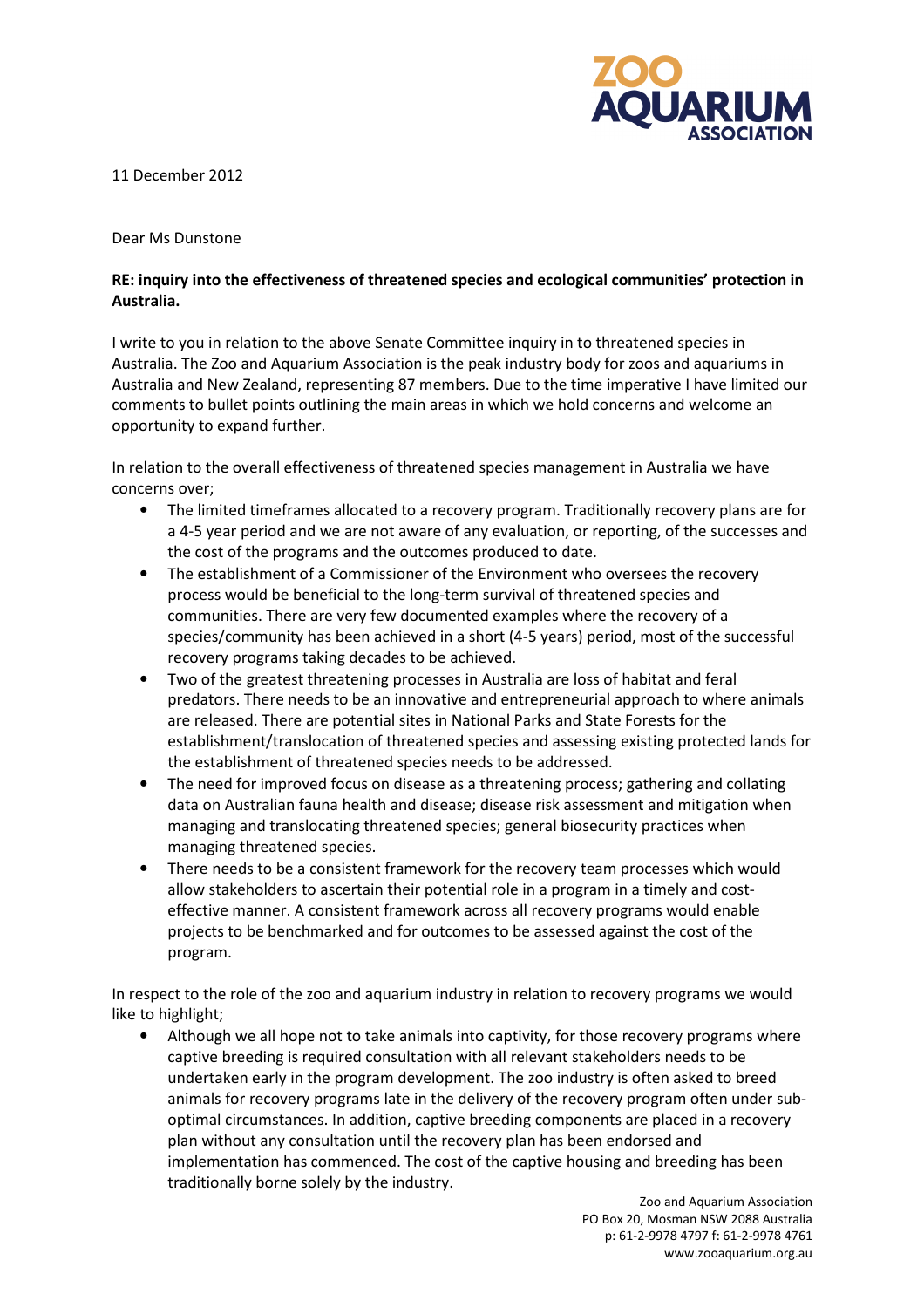11 December 2012

Dear Ms Dunstone

**RE: inquiry into the effectiveness of threatened species and ecological communities' protection in Australia.**

I write to you in relation to the above Senate Committee inquiry in to threatened species in Australia. The Zoo and Aquarium Association is the peak industry body for zoos and aquariums in Australia and New Zealand, representing 87 members. Due to the time imperative I have limited our comments to bullet points outlining the main areas in which we hold concerns and welcome an opportunity to expand further.

In relation to the overall effectiveness of threatened species management in Australia we have concerns over;

- The limited timeframes allocated to a recovery program. Traditionally recovery plans are for a 4-5 year period and we are not aware of any evaluation, or reporting, of the successes and the cost of the programs and the outcomes produced to date.
- The establishment of a Commissioner of the Environment who oversees the recovery process would be beneficial to the long-term survival of threatened species and communities. There are very few documented examples where the recovery of a species/community has been achieved in a short (4-5 years) period, most of the successful recovery programs taking decades to be achieved.
- Two of the greatest threatening processes in Australia are loss of habitat and feral predators. There needs to be an innovative and entrepreneurial approach to where animals are released. There are potential sites in National Parks and State Forests for the establishment/translocation of threatened species and assessing existing protected lands for the establishment of threatened species needs to be addressed.
- The need for improved focus on disease as a threatening process; gathering and collating data on Australian fauna health and disease; disease risk assessment and mitigation when managing and translocating threatened species; general biosecurity practices when managing threatened species.
- There needs to be a consistent framework for the recovery team processes which would allow stakeholders to ascertain their potential role in a program in a timely and cost-effective manner. A consistent framework across all recovery programs would enable projects to be benchmarked and for outcomes to be assessed against the cost of the program.

In respect to the role of the zoo and aquarium industry in relation to recovery programs we would like to highlight;

- Although we all hope not to take animals into captivity, for those recovery programs where captive breeding is required consultation with all relevant stakeholders needs to be undertaken early in the program development. The zoo industry is often asked to breed animals for recovery programs late in the delivery of the recovery program often under sub-optimal circumstances. In addition, captive breeding components are placed in a recovery plan without any consultation until the recovery plan has been endorsed and implementation has commenced. The cost of the captive housing and breeding has been traditionally borne solely by the industry.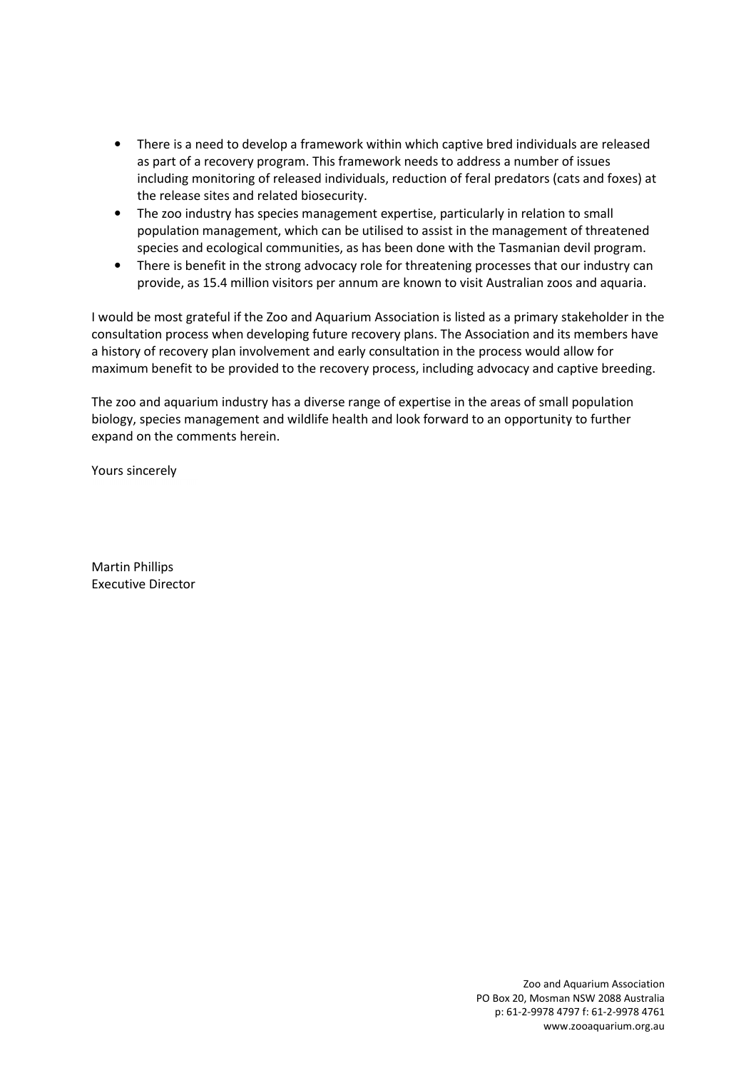- There is a need to develop a framework within which captive bred individuals are released as part of a recovery program. This framework needs to address a number of issues including monitoring of released individuals, reduction of feral predators (cats and foxes) at the release sites and related biosecurity.
- The zoo industry has species management expertise, particularly in relation to small population management, which can be utilised to assist in the management of threatened species and ecological communities, as has been done with the Tasmanian devil program.
- There is benefit in the strong advocacy role for threatening processes that our industry can provide, as 15.4 million visitors per annum are known to visit Australian zoos and aquaria.

I would be most grateful if the Zoo and Aquarium Association is listed as a primary stakeholder in the consultation process when developing future recovery plans. The Association and its members have a history of recovery plan involvement and early consultation in the process would allow for maximum benefit to be provided to the recovery process, including advocacy and captive breeding.

The zoo and aquarium industry has a diverse range of expertise in the areas of small population biology, species management and wildlife health and look forward to an opportunity to further expand on the comments herein.

Yours sincerely

Martin Phillips
Executive Director

Zoo and Aquarium Association
PO Box 20, Mosman NSW 2088 Australia
p: 61-2-9978 4797 f: 61-2-9978 4761
www.zooaquarium.org.au